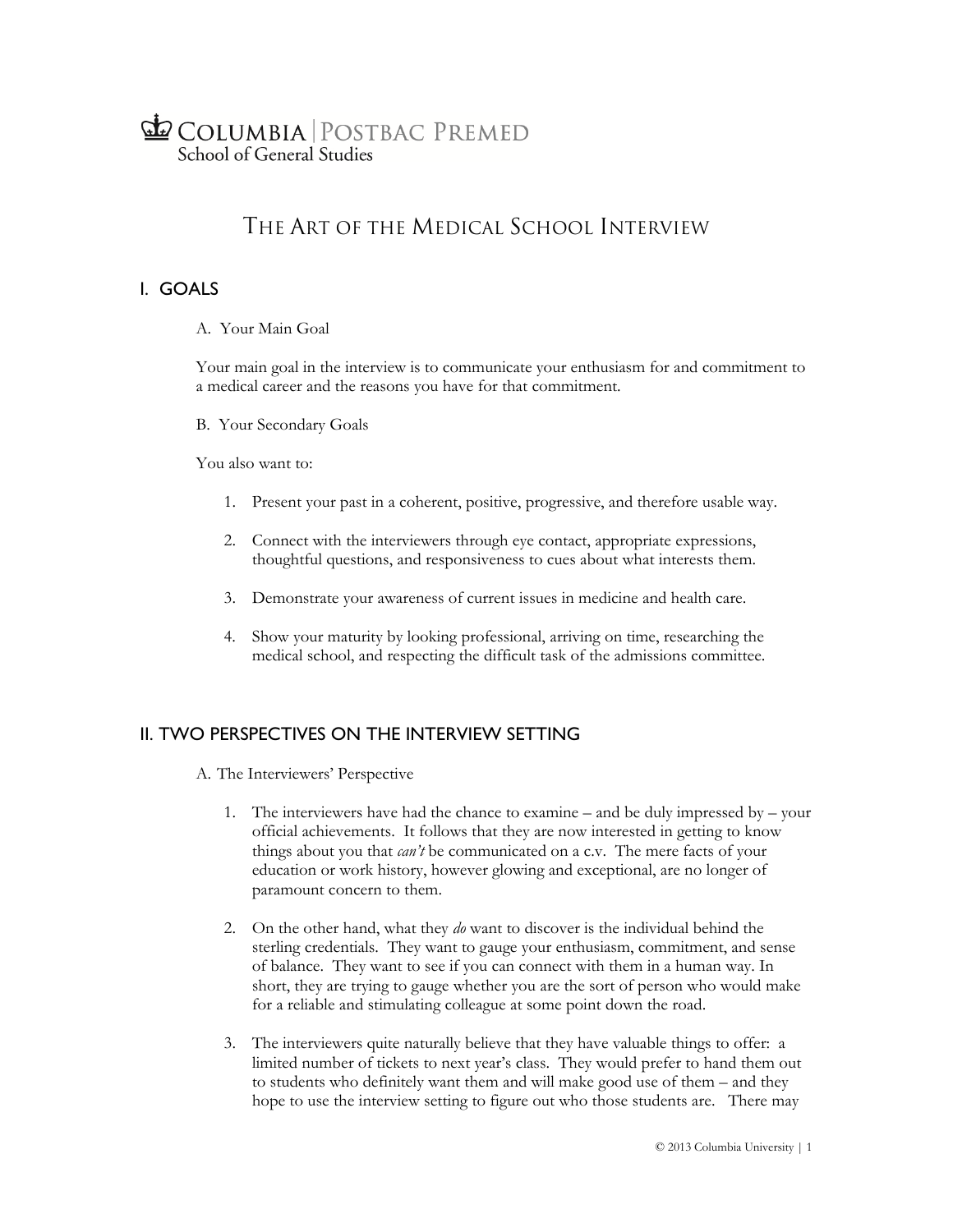Columbia | Postbac Premed
School of General Studies

# The Art of the Medical School Interview

## I. GOALS

### A. Your Main Goal

Your main goal in the interview is to communicate your enthusiasm for and commitment to a medical career and the reasons you have for that commitment.

### B. Your Secondary Goals

You also want to:

1. Present your past in a coherent, positive, progressive, and therefore usable way.
2. Connect with the interviewers through eye contact, appropriate expressions, thoughtful questions, and responsiveness to cues about what interests them.
3. Demonstrate your awareness of current issues in medicine and health care.
4. Show your maturity by looking professional, arriving on time, researching the medical school, and respecting the difficult task of the admissions committee.

## II. TWO PERSPECTIVES ON THE INTERVIEW SETTING

### A. The Interviewers' Perspective

1. The interviewers have had the chance to examine – and be duly impressed by – your official achievements. It follows that they are now interested in getting to know things about you that *can't* be communicated on a c.v. The mere facts of your education or work history, however glowing and exceptional, are no longer of paramount concern to them.
2. On the other hand, what they *do* want to discover is the individual behind the sterling credentials. They want to gauge your enthusiasm, commitment, and sense of balance. They want to see if you can connect with them in a human way. In short, they are trying to gauge whether you are the sort of person who would make for a reliable and stimulating colleague at some point down the road.
3. The interviewers quite naturally believe that they have valuable things to offer: a limited number of tickets to next year's class. They would prefer to hand them out to students who definitely want them and will make good use of them – and they hope to use the interview setting to figure out who those students are. There may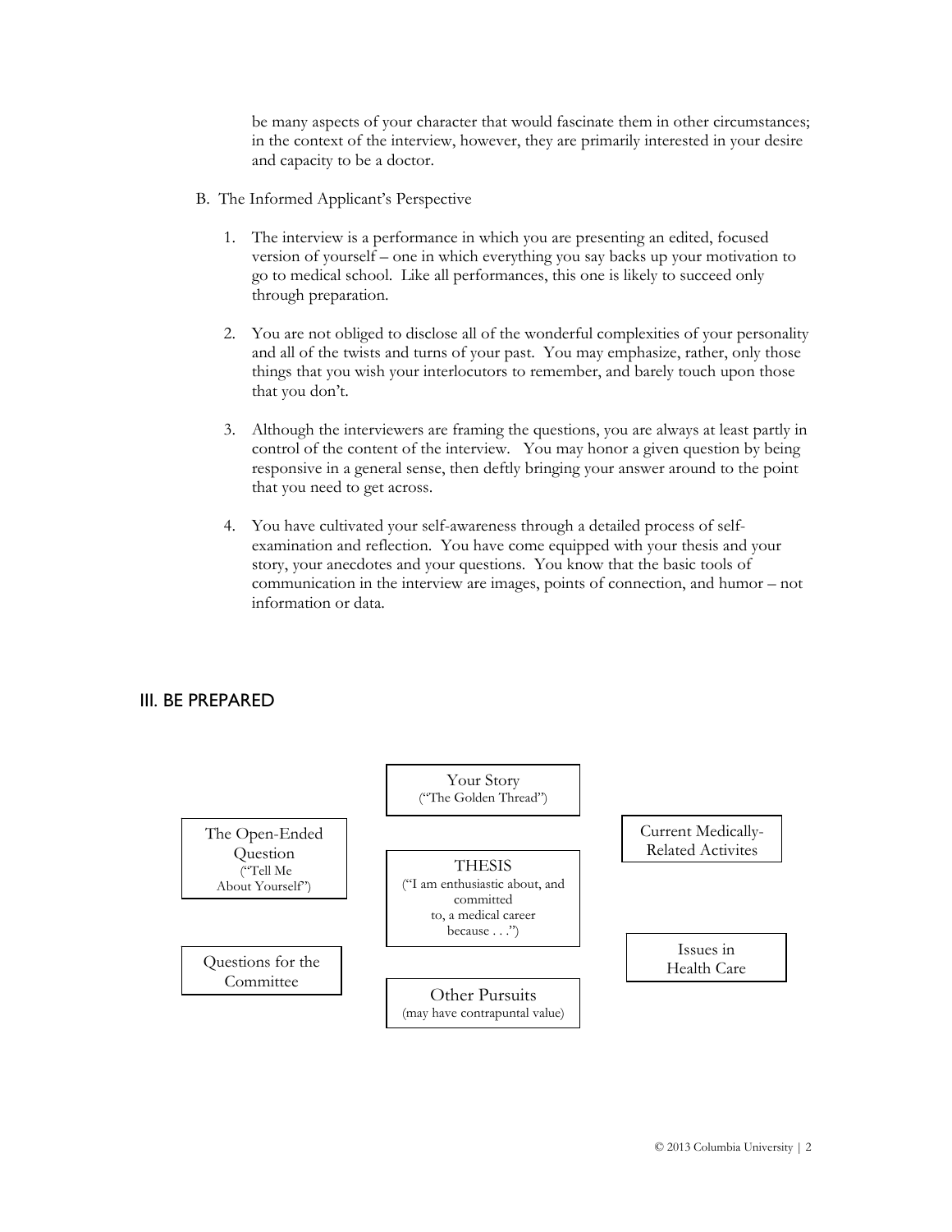be many aspects of your character that would fascinate them in other circumstances; in the context of the interview, however, they are primarily interested in your desire and capacity to be a doctor.

B. The Informed Applicant's Perspective

1. The interview is a performance in which you are presenting an edited, focused version of yourself – one in which everything you say backs up your motivation to go to medical school. Like all performances, this one is likely to succeed only through preparation.

2. You are not obliged to disclose all of the wonderful complexities of your personality and all of the twists and turns of your past. You may emphasize, rather, only those things that you wish your interlocutors to remember, and barely touch upon those that you don't.

3. Although the interviewers are framing the questions, you are always at least partly in control of the content of the interview. You may honor a given question by being responsive in a general sense, then deftly bringing your answer around to the point that you need to get across.

4. You have cultivated your self-awareness through a detailed process of self-examination and reflection. You have come equipped with your thesis and your story, your anecdotes and your questions. You know that the basic tools of communication in the interview are images, points of connection, and humor – not information or data.

## III. BE PREPARED

- Your Story ("The Golden Thread")
- The Open-Ended Question ("Tell Me About Yourself")
- THESIS ("I am enthusiastic about, and committed to, a medical career because . . .")
- Current Medically-Related Activites
- Questions for the Committee
- Issues in Health Care
- Other Pursuits (may have contrapuntal value)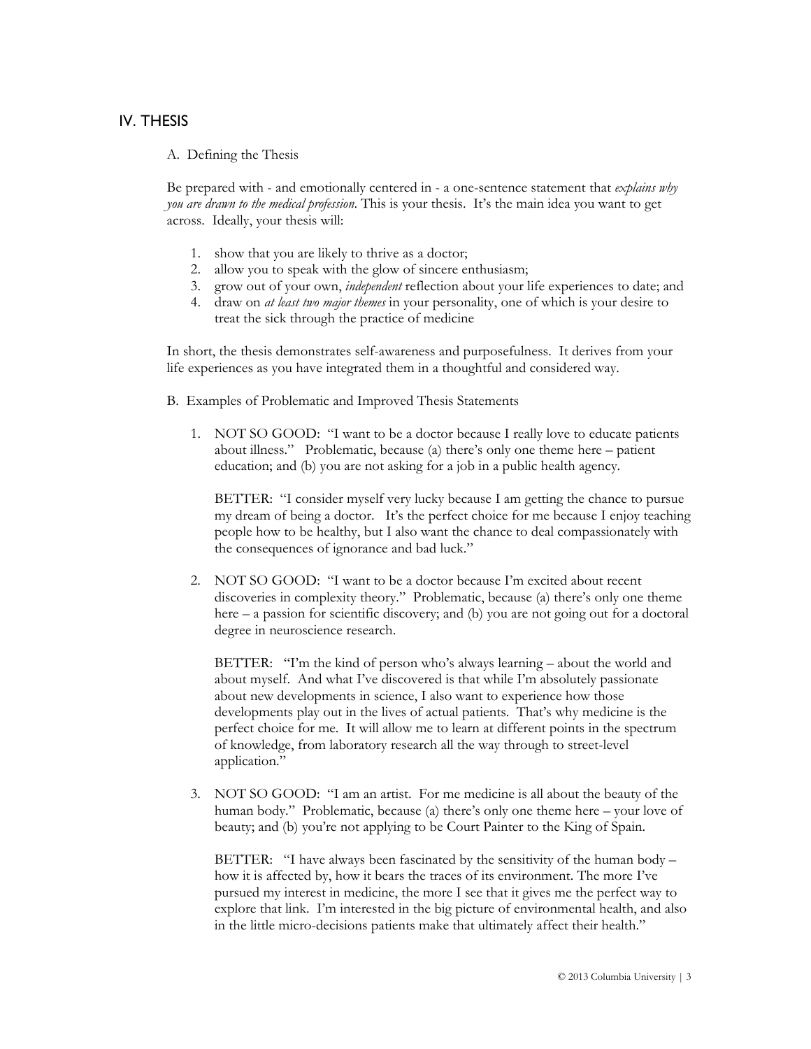## IV. THESIS

A. Defining the Thesis

Be prepared with - and emotionally centered in - a one-sentence statement that *explains why you are drawn to the medical profession*. This is your thesis. It's the main idea you want to get across. Ideally, your thesis will:

1. show that you are likely to thrive as a doctor;
2. allow you to speak with the glow of sincere enthusiasm;
3. grow out of your own, *independent* reflection about your life experiences to date; and
4. draw on *at least two major themes* in your personality, one of which is your desire to treat the sick through the practice of medicine

In short, the thesis demonstrates self-awareness and purposefulness. It derives from your life experiences as you have integrated them in a thoughtful and considered way.

B. Examples of Problematic and Improved Thesis Statements

1. NOT SO GOOD: "I want to be a doctor because I really love to educate patients about illness." Problematic, because (a) there's only one theme here – patient education; and (b) you are not asking for a job in a public health agency.

   BETTER: "I consider myself very lucky because I am getting the chance to pursue my dream of being a doctor. It's the perfect choice for me because I enjoy teaching people how to be healthy, but I also want the chance to deal compassionately with the consequences of ignorance and bad luck."

2. NOT SO GOOD: "I want to be a doctor because I'm excited about recent discoveries in complexity theory." Problematic, because (a) there's only one theme here – a passion for scientific discovery; and (b) you are not going out for a doctoral degree in neuroscience research.

   BETTER: "I'm the kind of person who's always learning – about the world and about myself. And what I've discovered is that while I'm absolutely passionate about new developments in science, I also want to experience how those developments play out in the lives of actual patients. That's why medicine is the perfect choice for me. It will allow me to learn at different points in the spectrum of knowledge, from laboratory research all the way through to street-level application."

3. NOT SO GOOD: "I am an artist. For me medicine is all about the beauty of the human body." Problematic, because (a) there's only one theme here – your love of beauty; and (b) you're not applying to be Court Painter to the King of Spain.

   BETTER: "I have always been fascinated by the sensitivity of the human body – how it is affected by, how it bears the traces of its environment. The more I've pursued my interest in medicine, the more I see that it gives me the perfect way to explore that link. I'm interested in the big picture of environmental health, and also in the little micro-decisions patients make that ultimately affect their health."

© 2013 Columbia University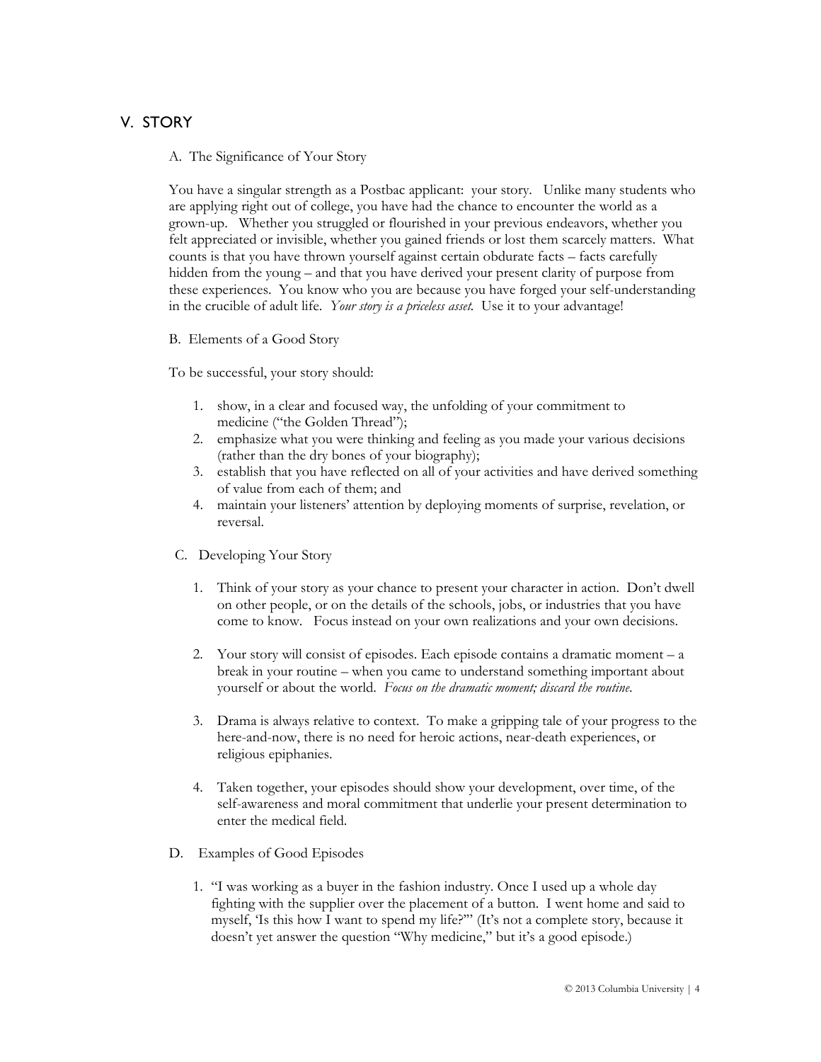## V. STORY

### A. The Significance of Your Story

You have a singular strength as a Postbac applicant: your story. Unlike many students who are applying right out of college, you have had the chance to encounter the world as a grown-up. Whether you struggled or flourished in your previous endeavors, whether you felt appreciated or invisible, whether you gained friends or lost them scarcely matters. What counts is that you have thrown yourself against certain obdurate facts – facts carefully hidden from the young – and that you have derived your present clarity of purpose from these experiences. You know who you are because you have forged your self-understanding in the crucible of adult life. *Your story is a priceless asset.* Use it to your advantage!

### B. Elements of a Good Story

To be successful, your story should:

1. show, in a clear and focused way, the unfolding of your commitment to medicine ("the Golden Thread");
2. emphasize what you were thinking and feeling as you made your various decisions (rather than the dry bones of your biography);
3. establish that you have reflected on all of your activities and have derived something of value from each of them; and
4. maintain your listeners' attention by deploying moments of surprise, revelation, or reversal.

### C. Developing Your Story

1. Think of your story as your chance to present your character in action. Don't dwell on other people, or on the details of the schools, jobs, or industries that you have come to know. Focus instead on your own realizations and your own decisions.

2. Your story will consist of episodes. Each episode contains a dramatic moment – a break in your routine – when you came to understand something important about yourself or about the world. *Focus on the dramatic moment; discard the routine.*

3. Drama is always relative to context. To make a gripping tale of your progress to the here-and-now, there is no need for heroic actions, near-death experiences, or religious epiphanies.

4. Taken together, your episodes should show your development, over time, of the self-awareness and moral commitment that underlie your present determination to enter the medical field.

### D. Examples of Good Episodes

1. "I was working as a buyer in the fashion industry. Once I used up a whole day fighting with the supplier over the placement of a button. I went home and said to myself, 'Is this how I want to spend my life?'" (It's not a complete story, because it doesn't yet answer the question "Why medicine," but it's a good episode.)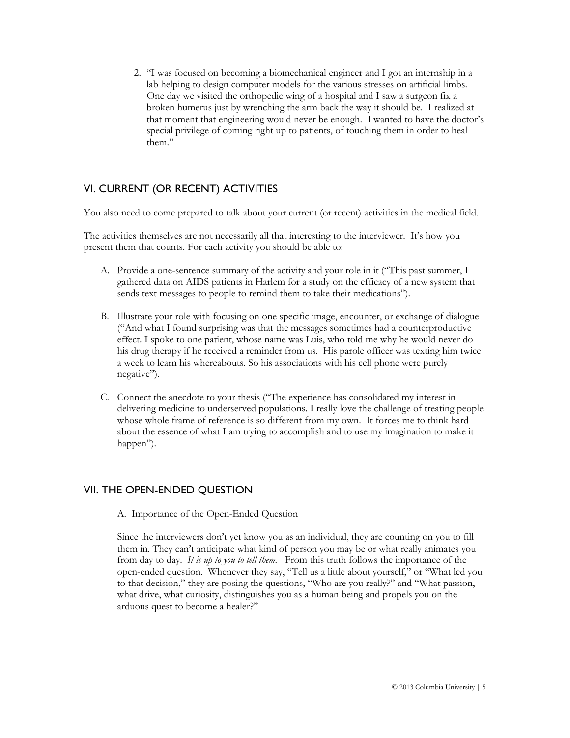2. "I was focused on becoming a biomechanical engineer and I got an internship in a lab helping to design computer models for the various stresses on artificial limbs. One day we visited the orthopedic wing of a hospital and I saw a surgeon fix a broken humerus just by wrenching the arm back the way it should be. I realized at that moment that engineering would never be enough. I wanted to have the doctor's special privilege of coming right up to patients, of touching them in order to heal them."

## VI. CURRENT (OR RECENT) ACTIVITIES

You also need to come prepared to talk about your current (or recent) activities in the medical field.

The activities themselves are not necessarily all that interesting to the interviewer. It's how you present them that counts. For each activity you should be able to:

A. Provide a one-sentence summary of the activity and your role in it ("This past summer, I gathered data on AIDS patients in Harlem for a study on the efficacy of a new system that sends text messages to people to remind them to take their medications").

B. Illustrate your role with focusing on one specific image, encounter, or exchange of dialogue ("And what I found surprising was that the messages sometimes had a counterproductive effect. I spoke to one patient, whose name was Luis, who told me why he would never do his drug therapy if he received a reminder from us. His parole officer was texting him twice a week to learn his whereabouts. So his associations with his cell phone were purely negative").

C. Connect the anecdote to your thesis ("The experience has consolidated my interest in delivering medicine to underserved populations. I really love the challenge of treating people whose whole frame of reference is so different from my own. It forces me to think hard about the essence of what I am trying to accomplish and to use my imagination to make it happen").

## VII. THE OPEN-ENDED QUESTION

A. Importance of the Open-Ended Question

Since the interviewers don't yet know you as an individual, they are counting on you to fill them in. They can't anticipate what kind of person you may be or what really animates you from day to day. *It is up to you to tell them.* From this truth follows the importance of the open-ended question. Whenever they say, "Tell us a little about yourself," or "What led you to that decision," they are posing the questions, "Who are you really?" and "What passion, what drive, what curiosity, distinguishes you as a human being and propels you on the arduous quest to become a healer?"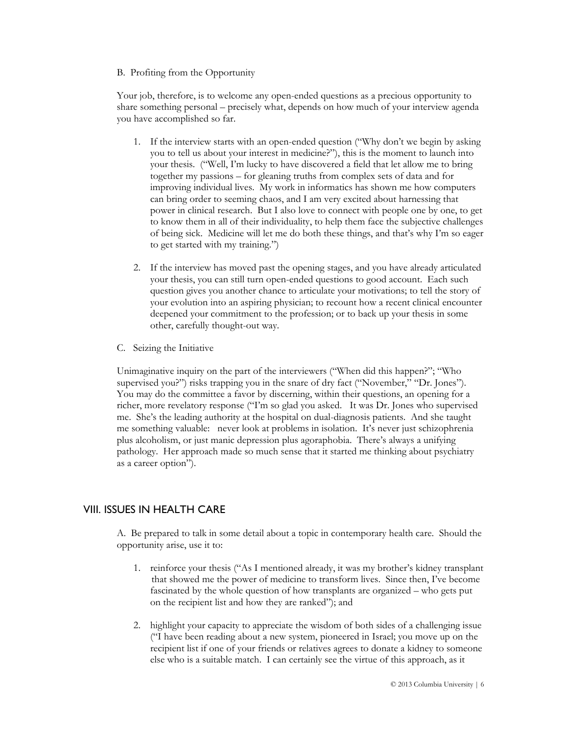B. Profiting from the Opportunity

Your job, therefore, is to welcome any open-ended questions as a precious opportunity to share something personal – precisely what, depends on how much of your interview agenda you have accomplished so far.

1. If the interview starts with an open-ended question ("Why don't we begin by asking you to tell us about your interest in medicine?"), this is the moment to launch into your thesis. ("Well, I'm lucky to have discovered a field that let allow me to bring together my passions – for gleaning truths from complex sets of data and for improving individual lives. My work in informatics has shown me how computers can bring order to seeming chaos, and I am very excited about harnessing that power in clinical research. But I also love to connect with people one by one, to get to know them in all of their individuality, to help them face the subjective challenges of being sick. Medicine will let me do both these things, and that's why I'm so eager to get started with my training.")

2. If the interview has moved past the opening stages, and you have already articulated your thesis, you can still turn open-ended questions to good account. Each such question gives you another chance to articulate your motivations; to tell the story of your evolution into an aspiring physician; to recount how a recent clinical encounter deepened your commitment to the profession; or to back up your thesis in some other, carefully thought-out way.

C. Seizing the Initiative

Unimaginative inquiry on the part of the interviewers ("When did this happen?"; "Who supervised you?") risks trapping you in the snare of dry fact ("November," "Dr. Jones"). You may do the committee a favor by discerning, within their questions, an opening for a richer, more revelatory response ("I'm so glad you asked. It was Dr. Jones who supervised me. She's the leading authority at the hospital on dual-diagnosis patients. And she taught me something valuable: never look at problems in isolation. It's never just schizophrenia plus alcoholism, or just manic depression plus agoraphobia. There's always a unifying pathology. Her approach made so much sense that it started me thinking about psychiatry as a career option").

## VIII. ISSUES IN HEALTH CARE

A. Be prepared to talk in some detail about a topic in contemporary health care. Should the opportunity arise, use it to:

1. reinforce your thesis ("As I mentioned already, it was my brother's kidney transplant that showed me the power of medicine to transform lives. Since then, I've become fascinated by the whole question of how transplants are organized – who gets put on the recipient list and how they are ranked"); and

2. highlight your capacity to appreciate the wisdom of both sides of a challenging issue ("I have been reading about a new system, pioneered in Israel; you move up on the recipient list if one of your friends or relatives agrees to donate a kidney to someone else who is a suitable match. I can certainly see the virtue of this approach, as it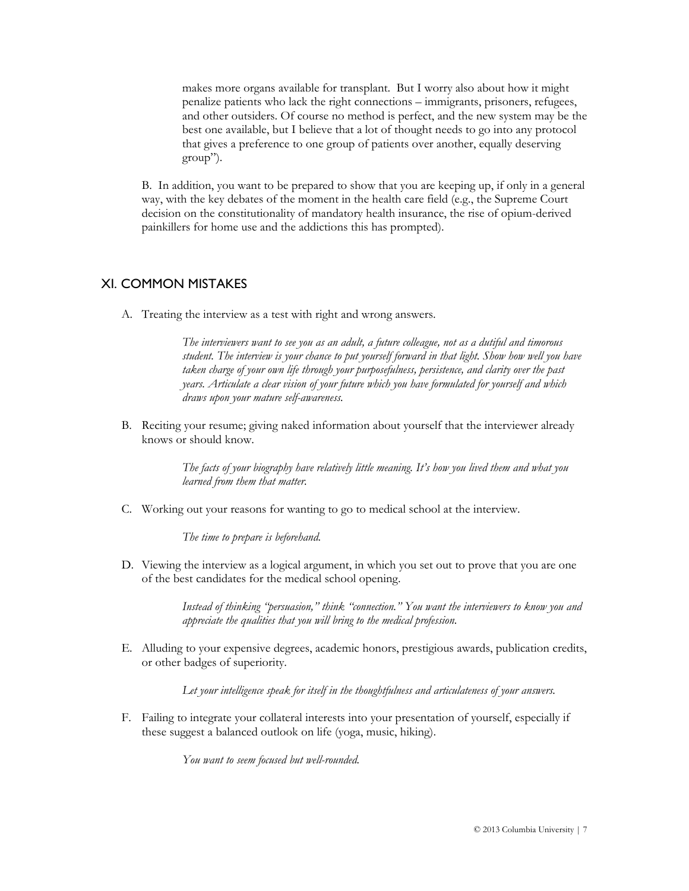makes more organs available for transplant. But I worry also about how it might penalize patients who lack the right connections – immigrants, prisoners, refugees, and other outsiders. Of course no method is perfect, and the new system may be the best one available, but I believe that a lot of thought needs to go into any protocol that gives a preference to one group of patients over another, equally deserving group").

B. In addition, you want to be prepared to show that you are keeping up, if only in a general way, with the key debates of the moment in the health care field (e.g., the Supreme Court decision on the constitutionality of mandatory health insurance, the rise of opium-derived painkillers for home use and the addictions this has prompted).

## XI. COMMON MISTAKES

A. Treating the interview as a test with right and wrong answers.

> *The interviewers want to see you as an adult, a future colleague, not as a dutiful and timorous student. The interview is your chance to put yourself forward in that light. Show how well you have taken charge of your own life through your purposefulness, persistence, and clarity over the past years. Articulate a clear vision of your future which you have formulated for yourself and which draws upon your mature self-awareness.*

B. Reciting your resume; giving naked information about yourself that the interviewer already knows or should know.

> *The facts of your biography have relatively little meaning. It's how you lived them and what you learned from them that matter.*

C. Working out your reasons for wanting to go to medical school at the interview.

> *The time to prepare is beforehand.*

D. Viewing the interview as a logical argument, in which you set out to prove that you are one of the best candidates for the medical school opening.

> *Instead of thinking "persuasion," think "connection." You want the interviewers to know you and appreciate the qualities that you will bring to the medical profession.*

E. Alluding to your expensive degrees, academic honors, prestigious awards, publication credits, or other badges of superiority.

> *Let your intelligence speak for itself in the thoughtfulness and articulateness of your answers.*

F. Failing to integrate your collateral interests into your presentation of yourself, especially if these suggest a balanced outlook on life (yoga, music, hiking).

> *You want to seem focused but well-rounded.*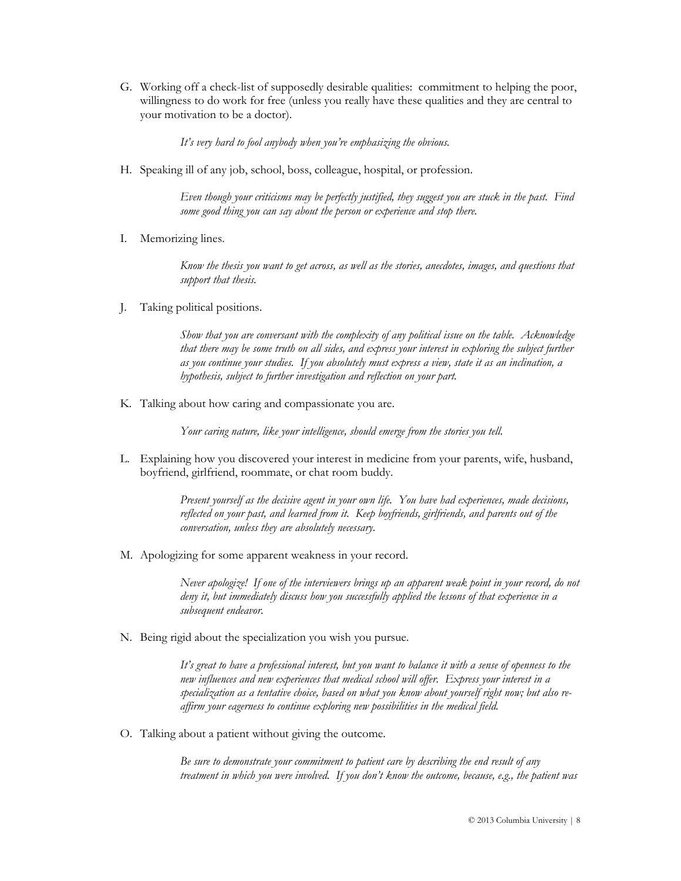G. Working off a check-list of supposedly desirable qualities: commitment to helping the poor, willingness to do work for free (unless you really have these qualities and they are central to your motivation to be a doctor).

   *It's very hard to fool anybody when you're emphasizing the obvious.*

H. Speaking ill of any job, school, boss, colleague, hospital, or profession.

   *Even though your criticisms may be perfectly justified, they suggest you are stuck in the past. Find some good thing you can say about the person or experience and stop there.*

I. Memorizing lines.

   *Know the thesis you want to get across, as well as the stories, anecdotes, images, and questions that support that thesis.*

J. Taking political positions.

   *Show that you are conversant with the complexity of any political issue on the table. Acknowledge that there may be some truth on all sides, and express your interest in exploring the subject further as you continue your studies. If you absolutely must express a view, state it as an inclination, a hypothesis, subject to further investigation and reflection on your part.*

K. Talking about how caring and compassionate you are.

   *Your caring nature, like your intelligence, should emerge from the stories you tell.*

L. Explaining how you discovered your interest in medicine from your parents, wife, husband, boyfriend, girlfriend, roommate, or chat room buddy.

   *Present yourself as the decisive agent in your own life. You have had experiences, made decisions, reflected on your past, and learned from it. Keep boyfriends, girlfriends, and parents out of the conversation, unless they are absolutely necessary.*

M. Apologizing for some apparent weakness in your record.

   *Never apologize! If one of the interviewers brings up an apparent weak point in your record, do not deny it, but immediately discuss how you successfully applied the lessons of that experience in a subsequent endeavor.*

N. Being rigid about the specialization you wish you pursue.

   *It's great to have a professional interest, but you want to balance it with a sense of openness to the new influences and new experiences that medical school will offer. Express your interest in a specialization as a tentative choice, based on what you know about yourself right now; but also re-affirm your eagerness to continue exploring new possibilities in the medical field.*

O. Talking about a patient without giving the outcome.

   *Be sure to demonstrate your commitment to patient care by describing the end result of any treatment in which you were involved. If you don't know the outcome, because, e.g., the patient was*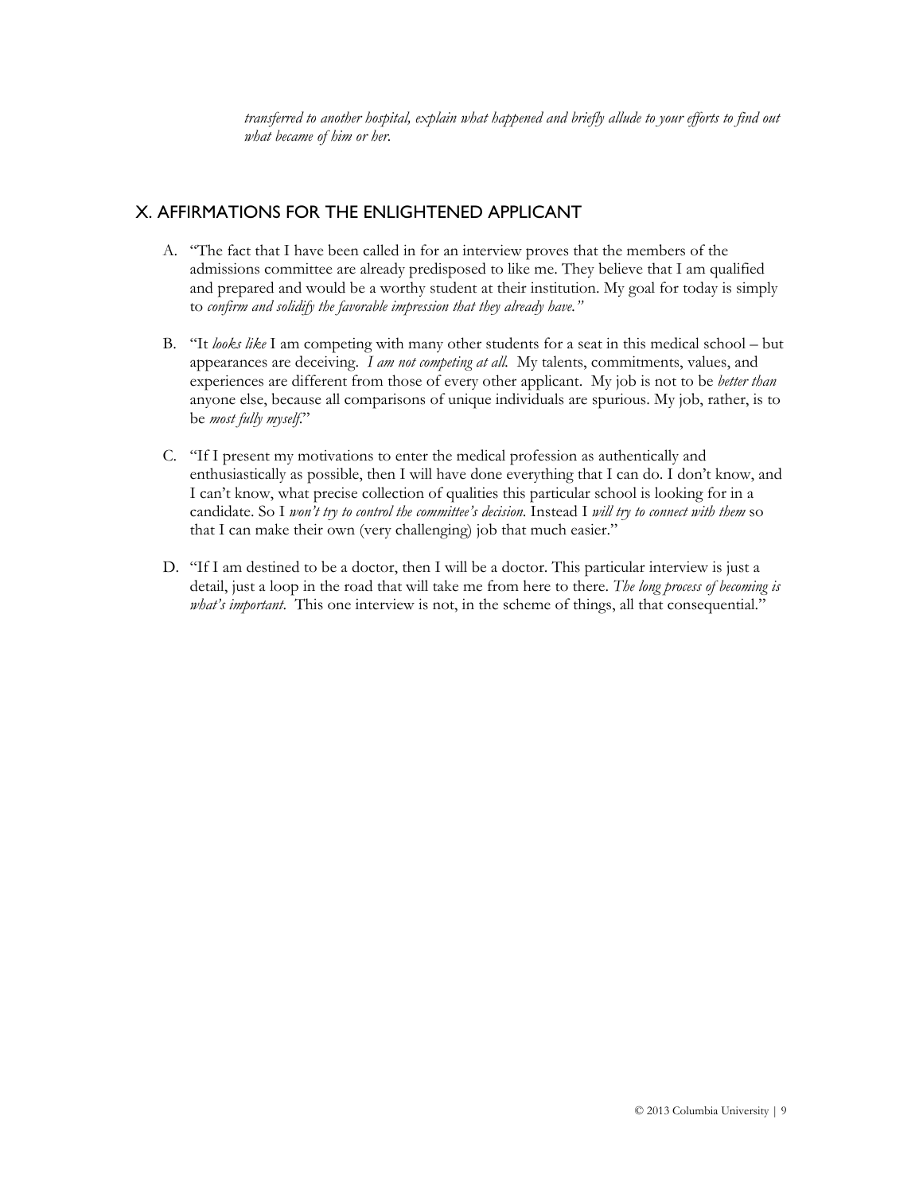*transferred to another hospital, explain what happened and briefly allude to your efforts to find out what became of him or her.*

## X. AFFIRMATIONS FOR THE ENLIGHTENED APPLICANT

A. "The fact that I have been called in for an interview proves that the members of the admissions committee are already predisposed to like me. They believe that I am qualified and prepared and would be a worthy student at their institution. My goal for today is simply to *confirm and solidify the favorable impression that they already have."*

B. "It *looks like* I am competing with many other students for a seat in this medical school – but appearances are deceiving. *I am not competing at all.* My talents, commitments, values, and experiences are different from those of every other applicant. My job is not to be *better than* anyone else, because all comparisons of unique individuals are spurious. My job, rather, is to be *most fully myself*."

C. "If I present my motivations to enter the medical profession as authentically and enthusiastically as possible, then I will have done everything that I can do. I don't know, and I can't know, what precise collection of qualities this particular school is looking for in a candidate. So I *won't try to control the committee's decision*. Instead I *will try to connect with them* so that I can make their own (very challenging) job that much easier."

D. "If I am destined to be a doctor, then I will be a doctor. This particular interview is just a detail, just a loop in the road that will take me from here to there. *The long process of becoming is what's important*. This one interview is not, in the scheme of things, all that consequential."

© 2013 Columbia University